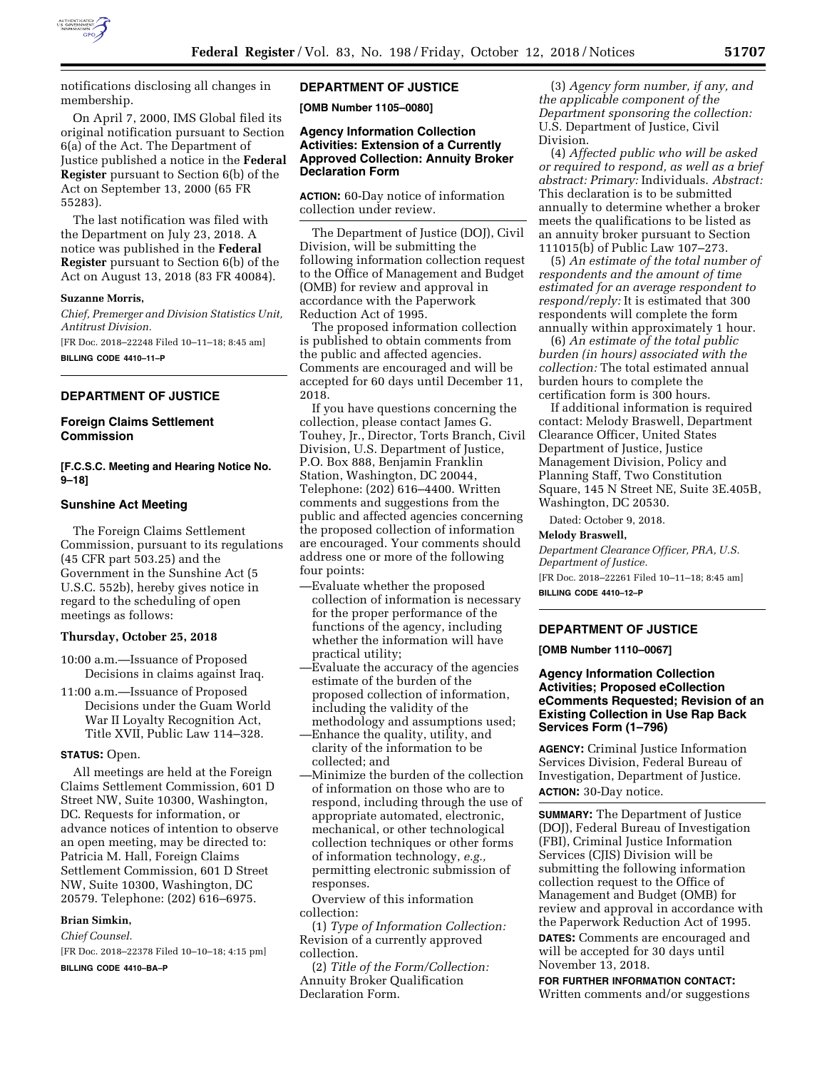notifications disclosing all changes in membership.

On April 7, 2000, IMS Global filed its original notification pursuant to Section 6(a) of the Act. The Department of Justice published a notice in the **Federal Register** pursuant to Section 6(b) of the Act on September 13, 2000 (65 FR 55283).

The last notification was filed with the Department on July 23, 2018. A notice was published in the **Federal Register** pursuant to Section 6(b) of the Act on August 13, 2018 (83 FR 40084).

**Suzanne Morris,**

*Chief, Premerger and Division Statistics Unit, Antitrust Division.*

[FR Doc. 2018–22248 Filed 10–11–18; 8:45 am]

**BILLING CODE 4410–11–P**

## DEPARTMENT OF JUSTICE

### Foreign Claims Settlement Commission

**[F.C.S.C. Meeting and Hearing Notice No. 9–18]**

### Sunshine Act Meeting

The Foreign Claims Settlement Commission, pursuant to its regulations (45 CFR part 503.25) and the Government in the Sunshine Act (5 U.S.C. 552b), hereby gives notice in regard to the scheduling of open meetings as follows:

**Thursday, October 25, 2018**

10:00 a.m.—Issuance of Proposed Decisions in claims against Iraq.

11:00 a.m.—Issuance of Proposed Decisions under the Guam World War II Loyalty Recognition Act, Title XVII, Public Law 114–328.

**STATUS:** Open.

All meetings are held at the Foreign Claims Settlement Commission, 601 D Street NW, Suite 10300, Washington, DC. Requests for information, or advance notices of intention to observe an open meeting, may be directed to: Patricia M. Hall, Foreign Claims Settlement Commission, 601 D Street NW, Suite 10300, Washington, DC 20579. Telephone: (202) 616–6975.

**Brian Simkin,**

*Chief Counsel.*

[FR Doc. 2018–22378 Filed 10–10–18; 4:15 pm]

**BILLING CODE 4410–BA–P**

## DEPARTMENT OF JUSTICE

**[OMB Number 1105–0080]**

### Agency Information Collection Activities: Extension of a Currently Approved Collection: Annuity Broker Declaration Form

**ACTION:** 60-Day notice of information collection under review.

The Department of Justice (DOJ), Civil Division, will be submitting the following information collection request to the Office of Management and Budget (OMB) for review and approval in accordance with the Paperwork Reduction Act of 1995.

The proposed information collection is published to obtain comments from the public and affected agencies. Comments are encouraged and will be accepted for 60 days until December 11, 2018.

If you have questions concerning the collection, please contact James G. Touhey, Jr., Director, Torts Branch, Civil Division, U.S. Department of Justice, P.O. Box 888, Benjamin Franklin Station, Washington, DC 20044, Telephone: (202) 616–4400. Written comments and suggestions from the public and affected agencies concerning the proposed collection of information are encouraged. Your comments should address one or more of the following four points:

—Evaluate whether the proposed collection of information is necessary for the proper performance of the functions of the agency, including whether the information will have practical utility;

—Evaluate the accuracy of the agencies estimate of the burden of the proposed collection of information, including the validity of the methodology and assumptions used;

—Enhance the quality, utility, and clarity of the information to be collected; and

—Minimize the burden of the collection of information on those who are to respond, including through the use of appropriate automated, electronic, mechanical, or other technological collection techniques or other forms of information technology, *e.g.,* permitting electronic submission of responses.

Overview of this information collection:

(1) *Type of Information Collection:* Revision of a currently approved collection.

(2) *Title of the Form/Collection:* Annuity Broker Qualification Declaration Form.

(3) *Agency form number, if any, and the applicable component of the Department sponsoring the collection:* U.S. Department of Justice, Civil Division.

(4) *Affected public who will be asked or required to respond, as well as a brief abstract: Primary:* Individuals. *Abstract:* This declaration is to be submitted annually to determine whether a broker meets the qualifications to be listed as an annuity broker pursuant to Section 111015(b) of Public Law 107–273.

(5) *An estimate of the total number of respondents and the amount of time estimated for an average respondent to respond/reply:* It is estimated that 300 respondents will complete the form annually within approximately 1 hour.

(6) *An estimate of the total public burden (in hours) associated with the collection:* The total estimated annual burden hours to complete the certification form is 300 hours.

If additional information is required contact: Melody Braswell, Department Clearance Officer, United States Department of Justice, Justice Management Division, Policy and Planning Staff, Two Constitution Square, 145 N Street NE, Suite 3E.405B, Washington, DC 20530.

Dated: October 9, 2018.

**Melody Braswell,**

*Department Clearance Officer, PRA, U.S. Department of Justice.*

[FR Doc. 2018–22261 Filed 10–11–18; 8:45 am]

**BILLING CODE 4410–12–P**

## DEPARTMENT OF JUSTICE

**[OMB Number 1110–0067]**

### Agency Information Collection Activities; Proposed eCollection eComments Requested; Revision of an Existing Collection in Use Rap Back Services Form (1–796)

**AGENCY:** Criminal Justice Information Services Division, Federal Bureau of Investigation, Department of Justice.

**ACTION:** 30-Day notice.

**SUMMARY:** The Department of Justice (DOJ), Federal Bureau of Investigation (FBI), Criminal Justice Information Services (CJIS) Division will be submitting the following information collection request to the Office of Management and Budget (OMB) for review and approval in accordance with the Paperwork Reduction Act of 1995.

**DATES:** Comments are encouraged and will be accepted for 30 days until November 13, 2018.

**FOR FURTHER INFORMATION CONTACT:** Written comments and/or suggestions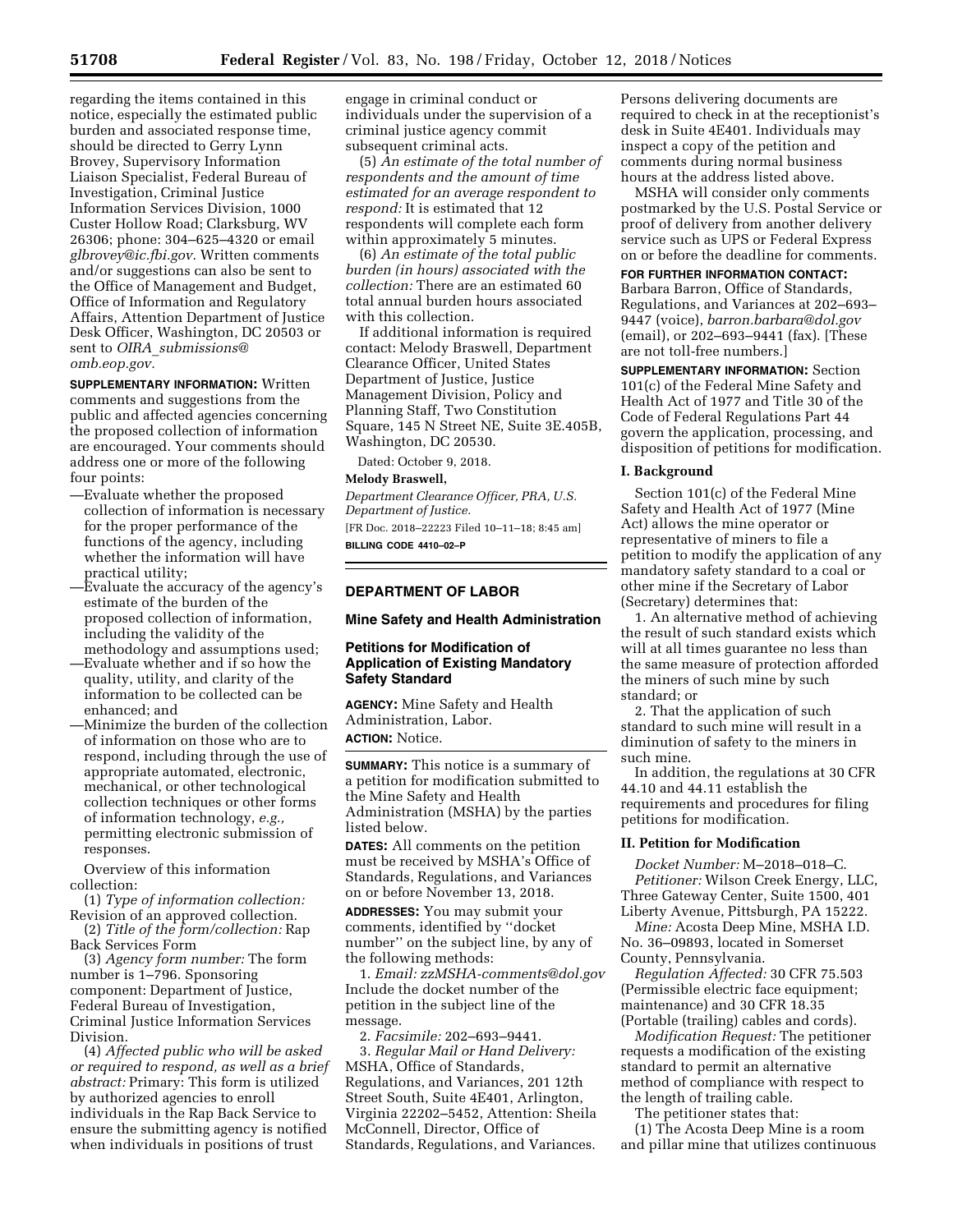regarding the items contained in this notice, especially the estimated public burden and associated response time, should be directed to Gerry Lynn Brovey, Supervisory Information Liaison Specialist, Federal Bureau of Investigation, Criminal Justice Information Services Division, 1000 Custer Hollow Road; Clarksburg, WV 26306; phone: 304–625–4320 or email *glbrovey@ic.fbi.gov*. Written comments and/or suggestions can also be sent to the Office of Management and Budget, Office of Information and Regulatory Affairs, Attention Department of Justice Desk Officer, Washington, DC 20503 or sent to *OIRA_submissions@omb.eop.gov*.

**SUPPLEMENTARY INFORMATION:** Written comments and suggestions from the public and affected agencies concerning the proposed collection of information are encouraged. Your comments should address one or more of the following four points:

—Evaluate whether the proposed collection of information is necessary for the proper performance of the functions of the agency, including whether the information will have practical utility;
—Evaluate the accuracy of the agency's estimate of the burden of the proposed collection of information, including the validity of the methodology and assumptions used;
—Evaluate whether and if so how the quality, utility, and clarity of the information to be collected can be enhanced; and
—Minimize the burden of the collection of information on those who are to respond, including through the use of appropriate automated, electronic, mechanical, or other technological collection techniques or other forms of information technology, *e.g.,* permitting electronic submission of responses.

Overview of this information collection:

(1) *Type of information collection:* Revision of an approved collection.

(2) *Title of the form/collection:* Rap Back Services Form

(3) *Agency form number:* The form number is 1–796. Sponsoring component: Department of Justice, Federal Bureau of Investigation, Criminal Justice Information Services Division.

(4) *Affected public who will be asked or required to respond, as well as a brief abstract:* Primary: This form is utilized by authorized agencies to enroll individuals in the Rap Back Service to ensure the submitting agency is notified when individuals in positions of trust engage in criminal conduct or individuals under the supervision of a criminal justice agency commit subsequent criminal acts.

(5) *An estimate of the total number of respondents and the amount of time estimated for an average respondent to respond:* It is estimated that 12 respondents will complete each form within approximately 5 minutes.

(6) *An estimate of the total public burden (in hours) associated with the collection:* There are an estimated 60 total annual burden hours associated with this collection.

If additional information is required contact: Melody Braswell, Department Clearance Officer, United States Department of Justice, Justice Management Division, Policy and Planning Staff, Two Constitution Square, 145 N Street NE, Suite 3E.405B, Washington, DC 20530.

Dated: October 9, 2018.

**Melody Braswell,**

*Department Clearance Officer, PRA, U.S. Department of Justice.*

[FR Doc. 2018–22223 Filed 10–11–18; 8:45 am]

**BILLING CODE 4410–02–P**

## DEPARTMENT OF LABOR

### Mine Safety and Health Administration

### Petitions for Modification of Application of Existing Mandatory Safety Standard

**AGENCY:** Mine Safety and Health Administration, Labor.

**ACTION:** Notice.

**SUMMARY:** This notice is a summary of a petition for modification submitted to the Mine Safety and Health Administration (MSHA) by the parties listed below.

**DATES:** All comments on the petition must be received by MSHA's Office of Standards, Regulations, and Variances on or before November 13, 2018.

**ADDRESSES:** You may submit your comments, identified by ''docket number'' on the subject line, by any of the following methods:

1. *Email: zzMSHA-comments@dol.gov* Include the docket number of the petition in the subject line of the message.

2. *Facsimile:* 202–693–9441.

3. *Regular Mail or Hand Delivery:* MSHA, Office of Standards, Regulations, and Variances, 201 12th Street South, Suite 4E401, Arlington, Virginia 22202–5452, Attention: Sheila McConnell, Director, Office of Standards, Regulations, and Variances. Persons delivering documents are required to check in at the receptionist's desk in Suite 4E401. Individuals may inspect a copy of the petition and comments during normal business hours at the address listed above.

MSHA will consider only comments postmarked by the U.S. Postal Service or proof of delivery from another delivery service such as UPS or Federal Express on or before the deadline for comments.

**FOR FURTHER INFORMATION CONTACT:** Barbara Barron, Office of Standards, Regulations, and Variances at 202–693–9447 (voice), *barron.barbara@dol.gov* (email), or 202–693–9441 (fax). [These are not toll-free numbers.]

**SUPPLEMENTARY INFORMATION:** Section 101(c) of the Federal Mine Safety and Health Act of 1977 and Title 30 of the Code of Federal Regulations Part 44 govern the application, processing, and disposition of petitions for modification.

#### I. Background

Section 101(c) of the Federal Mine Safety and Health Act of 1977 (Mine Act) allows the mine operator or representative of miners to file a petition to modify the application of any mandatory safety standard to a coal or other mine if the Secretary of Labor (Secretary) determines that:

1. An alternative method of achieving the result of such standard exists which will at all times guarantee no less than the same measure of protection afforded the miners of such mine by such standard; or

2. That the application of such standard to such mine will result in a diminution of safety to the miners in such mine.

In addition, the regulations at 30 CFR 44.10 and 44.11 establish the requirements and procedures for filing petitions for modification.

#### II. Petition for Modification

*Docket Number:* M–2018–018–C.

*Petitioner:* Wilson Creek Energy, LLC, Three Gateway Center, Suite 1500, 401 Liberty Avenue, Pittsburgh, PA 15222.

*Mine:* Acosta Deep Mine, MSHA I.D. No. 36–09893, located in Somerset County, Pennsylvania.

*Regulation Affected:* 30 CFR 75.503 (Permissible electric face equipment; maintenance) and 30 CFR 18.35 (Portable (trailing) cables and cords).

*Modification Request:* The petitioner requests a modification of the existing standard to permit an alternative method of compliance with respect to the length of trailing cable.

The petitioner states that:

(1) The Acosta Deep Mine is a room and pillar mine that utilizes continuous